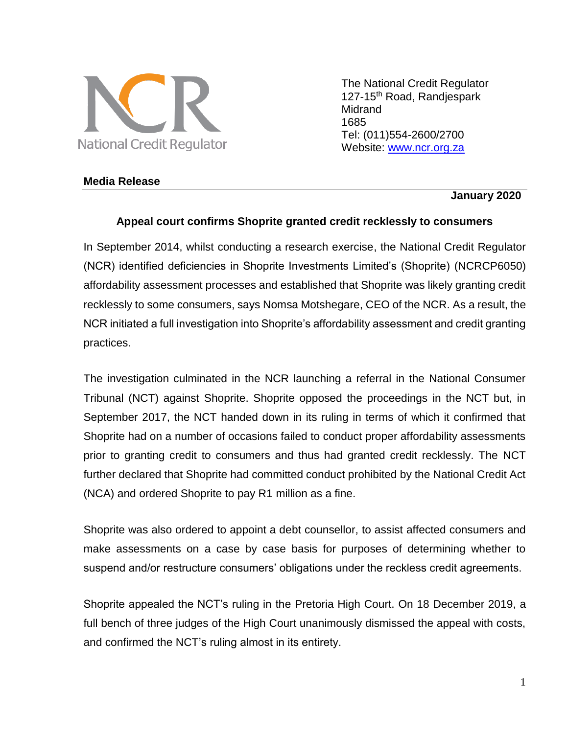National Credit Regulator

The National Credit Regulator
127-15th Road, Randjespark
Midrand
1685
Tel: (011)554-2600/2700
Website: [www.ncr.org.za](http://www.ncr.org.za)

**Media Release**

**January 2020**

## Appeal court confirms Shoprite granted credit recklessly to consumers

In September 2014, whilst conducting a research exercise, the National Credit Regulator (NCR) identified deficiencies in Shoprite Investments Limited's (Shoprite) (NCRCP6050) affordability assessment processes and established that Shoprite was likely granting credit recklessly to some consumers, says Nomsa Motshegare, CEO of the NCR. As a result, the NCR initiated a full investigation into Shoprite's affordability assessment and credit granting practices.

The investigation culminated in the NCR launching a referral in the National Consumer Tribunal (NCT) against Shoprite. Shoprite opposed the proceedings in the NCT but, in September 2017, the NCT handed down in its ruling in terms of which it confirmed that Shoprite had on a number of occasions failed to conduct proper affordability assessments prior to granting credit to consumers and thus had granted credit recklessly. The NCT further declared that Shoprite had committed conduct prohibited by the National Credit Act (NCA) and ordered Shoprite to pay R1 million as a fine.

Shoprite was also ordered to appoint a debt counsellor, to assist affected consumers and make assessments on a case by case basis for purposes of determining whether to suspend and/or restructure consumers' obligations under the reckless credit agreements.

Shoprite appealed the NCT's ruling in the Pretoria High Court. On 18 December 2019, a full bench of three judges of the High Court unanimously dismissed the appeal with costs, and confirmed the NCT's ruling almost in its entirety.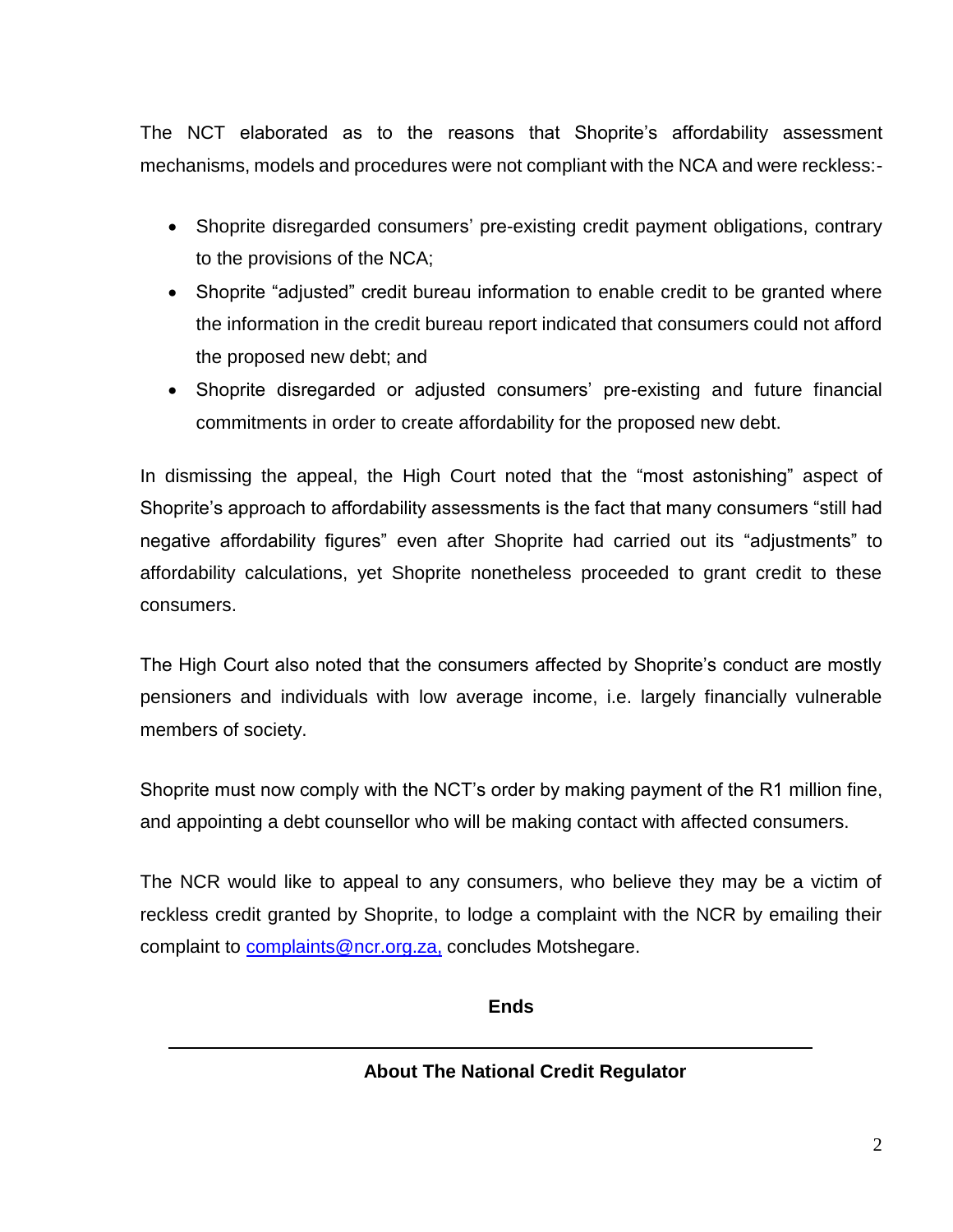The NCT elaborated as to the reasons that Shoprite's affordability assessment mechanisms, models and procedures were not compliant with the NCA and were reckless:-

- Shoprite disregarded consumers' pre-existing credit payment obligations, contrary to the provisions of the NCA;
- Shoprite "adjusted" credit bureau information to enable credit to be granted where the information in the credit bureau report indicated that consumers could not afford the proposed new debt; and
- Shoprite disregarded or adjusted consumers' pre-existing and future financial commitments in order to create affordability for the proposed new debt.

In dismissing the appeal, the High Court noted that the "most astonishing" aspect of Shoprite's approach to affordability assessments is the fact that many consumers "still had negative affordability figures" even after Shoprite had carried out its "adjustments" to affordability calculations, yet Shoprite nonetheless proceeded to grant credit to these consumers.

The High Court also noted that the consumers affected by Shoprite's conduct are mostly pensioners and individuals with low average income, i.e. largely financially vulnerable members of society.

Shoprite must now comply with the NCT's order by making payment of the R1 million fine, and appointing a debt counsellor who will be making contact with affected consumers.

The NCR would like to appeal to any consumers, who believe they may be a victim of reckless credit granted by Shoprite, to lodge a complaint with the NCR by emailing their complaint to [complaints@ncr.org.za,](mailto:complaints@ncr.org.za) concludes Motshegare.

**Ends**

---

**About The National Credit Regulator**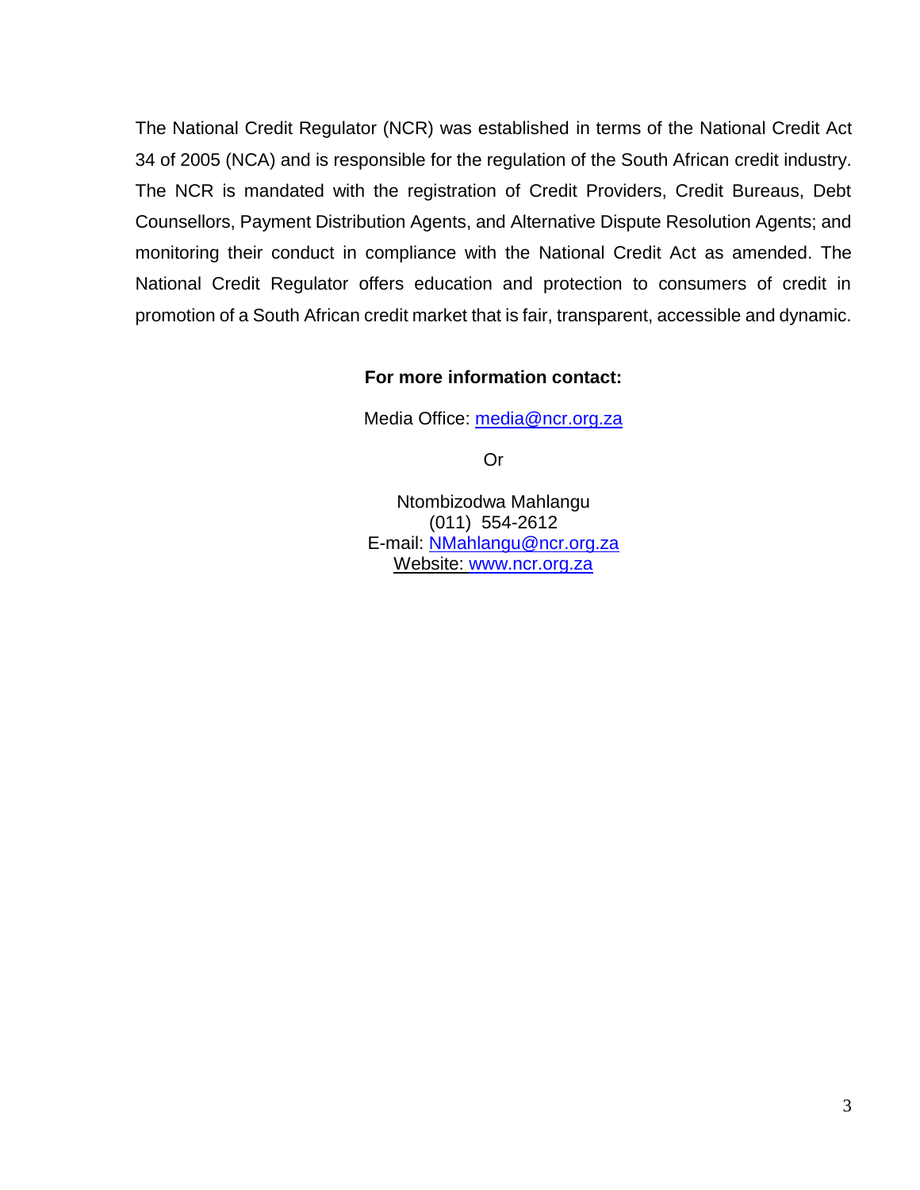The National Credit Regulator (NCR) was established in terms of the National Credit Act 34 of 2005 (NCA) and is responsible for the regulation of the South African credit industry. The NCR is mandated with the registration of Credit Providers, Credit Bureaus, Debt Counsellors, Payment Distribution Agents, and Alternative Dispute Resolution Agents; and monitoring their conduct in compliance with the National Credit Act as amended. The National Credit Regulator offers education and protection to consumers of credit in promotion of a South African credit market that is fair, transparent, accessible and dynamic.

**For more information contact:**

Media Office: media@ncr.org.za

Or

Ntombizodwa Mahlangu
(011) 554-2612
E-mail: NMahlangu@ncr.org.za
Website: www.ncr.org.za